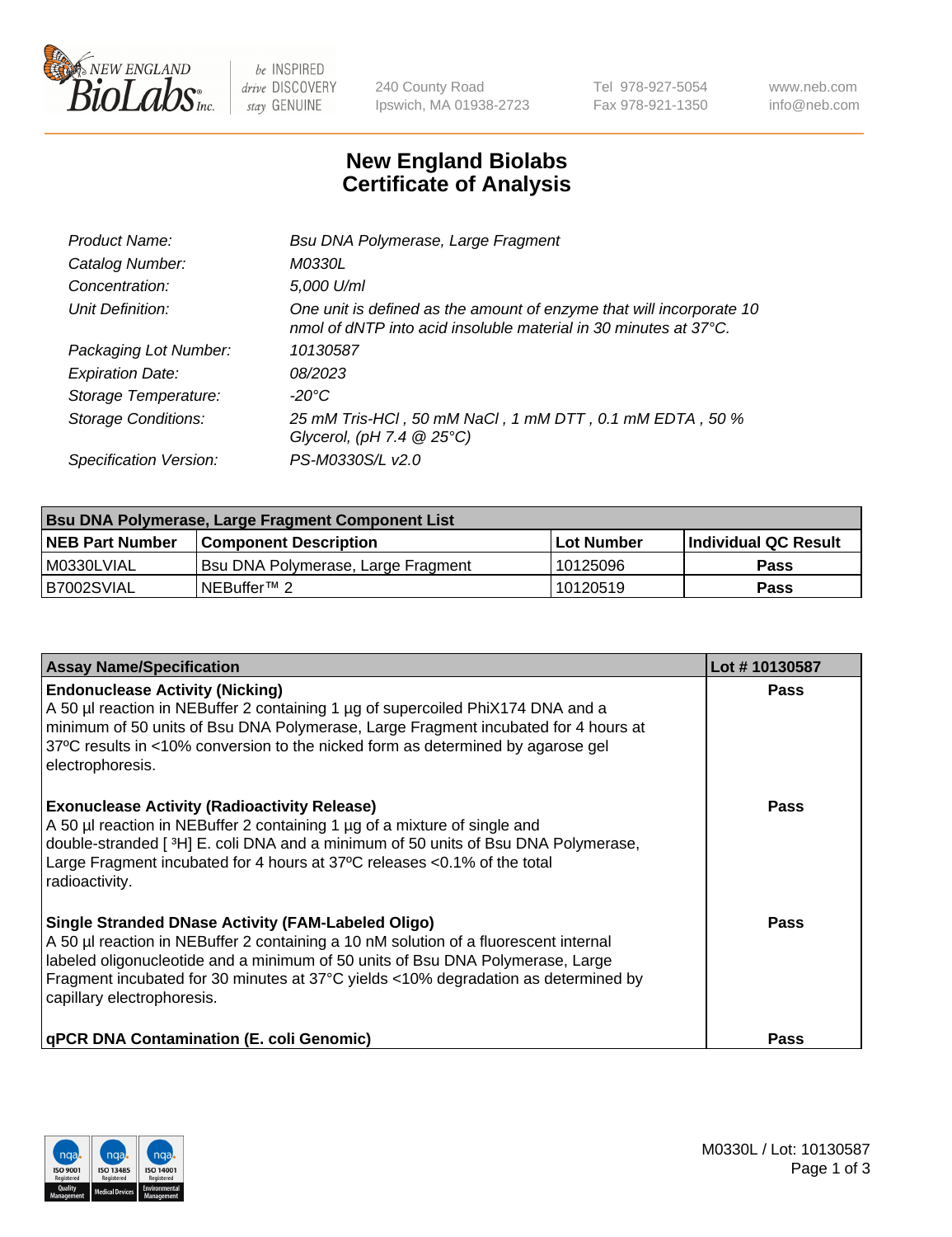# New England Biolabs
# Certificate of Analysis

| | |
|---|---|
| *Product Name:* | *Bsu DNA Polymerase, Large Fragment* |
| *Catalog Number:* | *M0330L* |
| *Concentration:* | *5,000 U/ml* |
| *Unit Definition:* | *One unit is defined as the amount of enzyme that will incorporate 10 nmol of dNTP into acid insoluble material in 30 minutes at 37°C.* |
| *Packaging Lot Number:* | *10130587* |
| *Expiration Date:* | *08/2023* |
| *Storage Temperature:* | *-20°C* |
| *Storage Conditions:* | *25 mM Tris-HCl , 50 mM NaCl , 1 mM DTT , 0.1 mM EDTA , 50 % Glycerol, (pH 7.4 @ 25°C)* |
| *Specification Version:* | *PS-M0330S/L v2.0* |

| Bsu DNA Polymerase, Large Fragment Component List | | | |
|---|---|---|---|
| **NEB Part Number** | **Component Description** | **Lot Number** | **Individual QC Result** |
| M0330LVIAL | Bsu DNA Polymerase, Large Fragment | 10125096 | **Pass** |
| B7002SVIAL | NEBuffer™ 2 | 10120519 | **Pass** |

| Assay Name/Specification | Lot # 10130587 |
|---|---|
| **Endonuclease Activity (Nicking)**<br>A 50 µl reaction in NEBuffer 2 containing 1 µg of supercoiled PhiX174 DNA and a minimum of 50 units of Bsu DNA Polymerase, Large Fragment incubated for 4 hours at 37ºC results in <10% conversion to the nicked form as determined by agarose gel electrophoresis. | **Pass** |
| **Exonuclease Activity (Radioactivity Release)**<br>A 50 µl reaction in NEBuffer 2 containing 1 µg of a mixture of single and double-stranded [ $^3$H] E. coli DNA and a minimum of 50 units of Bsu DNA Polymerase, Large Fragment incubated for 4 hours at 37ºC releases <0.1% of the total radioactivity. | **Pass** |
| **Single Stranded DNase Activity (FAM-Labeled Oligo)**<br>A 50 µl reaction in NEBuffer 2 containing a 10 nM solution of a fluorescent internal labeled oligonucleotide and a minimum of 50 units of Bsu DNA Polymerase, Large Fragment incubated for 30 minutes at 37°C yields <10% degradation as determined by capillary electrophoresis. | **Pass** |
| **qPCR DNA Contamination (E. coli Genomic)** | **Pass** |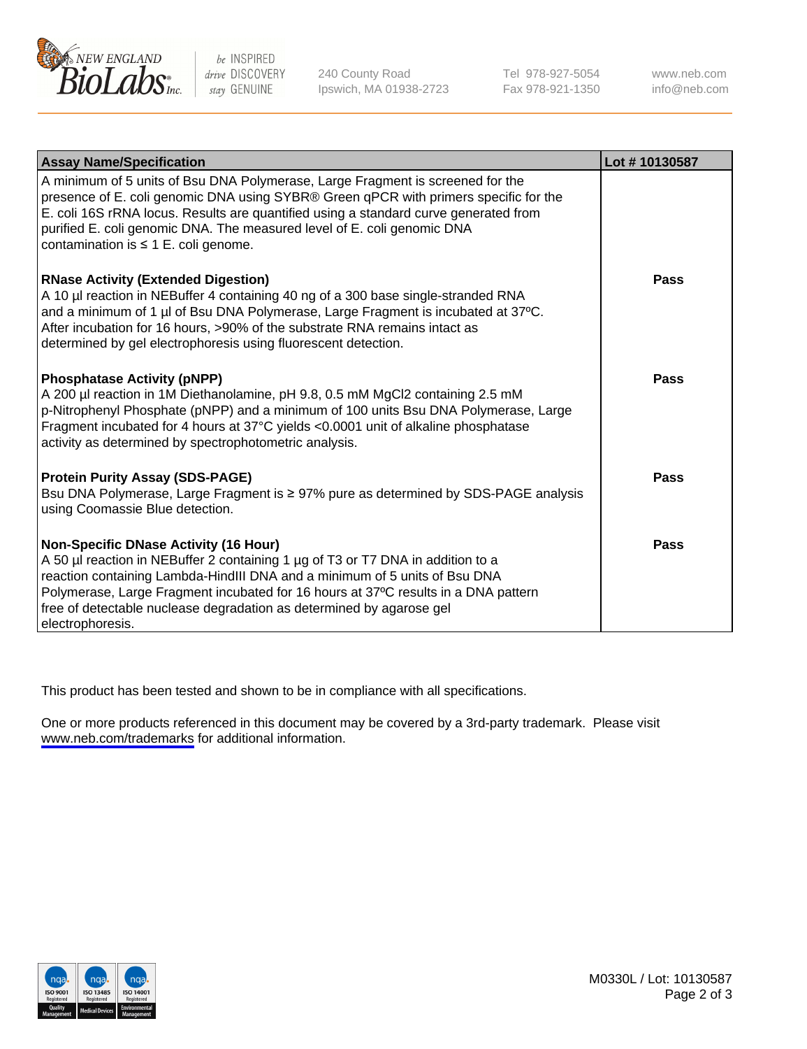| Assay Name/Specification | Lot # 10130587 |
|---|---|
| A minimum of 5 units of Bsu DNA Polymerase, Large Fragment is screened for the presence of E. coli genomic DNA using SYBR® Green qPCR with primers specific for the E. coli 16S rRNA locus. Results are quantified using a standard curve generated from purified E. coli genomic DNA. The measured level of E. coli genomic DNA contamination is ≤ 1 E. coli genome. | |
| **RNase Activity (Extended Digestion)**<br>A 10 µl reaction in NEBuffer 4 containing 40 ng of a 300 base single-stranded RNA and a minimum of 1 µl of Bsu DNA Polymerase, Large Fragment is incubated at 37ºC. After incubation for 16 hours, >90% of the substrate RNA remains intact as determined by gel electrophoresis using fluorescent detection. | **Pass** |
| **Phosphatase Activity (pNPP)**<br>A 200 µl reaction in 1M Diethanolamine, pH 9.8, 0.5 mM $MgCl_2$ containing 2.5 mM p-Nitrophenyl Phosphate (pNPP) and a minimum of 100 units Bsu DNA Polymerase, Large Fragment incubated for 4 hours at 37°C yields <0.0001 unit of alkaline phosphatase activity as determined by spectrophotometric analysis. | **Pass** |
| **Protein Purity Assay (SDS-PAGE)**<br>Bsu DNA Polymerase, Large Fragment is ≥ 97% pure as determined by SDS-PAGE analysis using Coomassie Blue detection. | **Pass** |
| **Non-Specific DNase Activity (16 Hour)**<br>A 50 µl reaction in NEBuffer 2 containing 1 µg of T3 or T7 DNA in addition to a reaction containing Lambda-HindIII DNA and a minimum of 5 units of Bsu DNA Polymerase, Large Fragment incubated for 16 hours at 37ºC results in a DNA pattern free of detectable nuclease degradation as determined by agarose gel electrophoresis. | **Pass** |

This product has been tested and shown to be in compliance with all specifications.

One or more products referenced in this document may be covered by a 3rd-party trademark. Please visit www.neb.com/trademarks for additional information.

M0330L / Lot: 10130587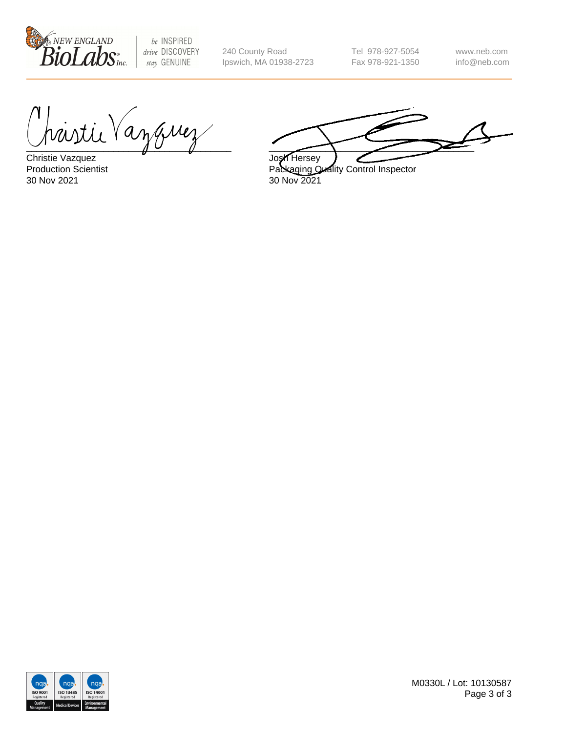Christie Vazquez
Production Scientist
30 Nov 2021

Josh Hersey
Packaging Quality Control Inspector
30 Nov 2021

M0330L / Lot: 10130587